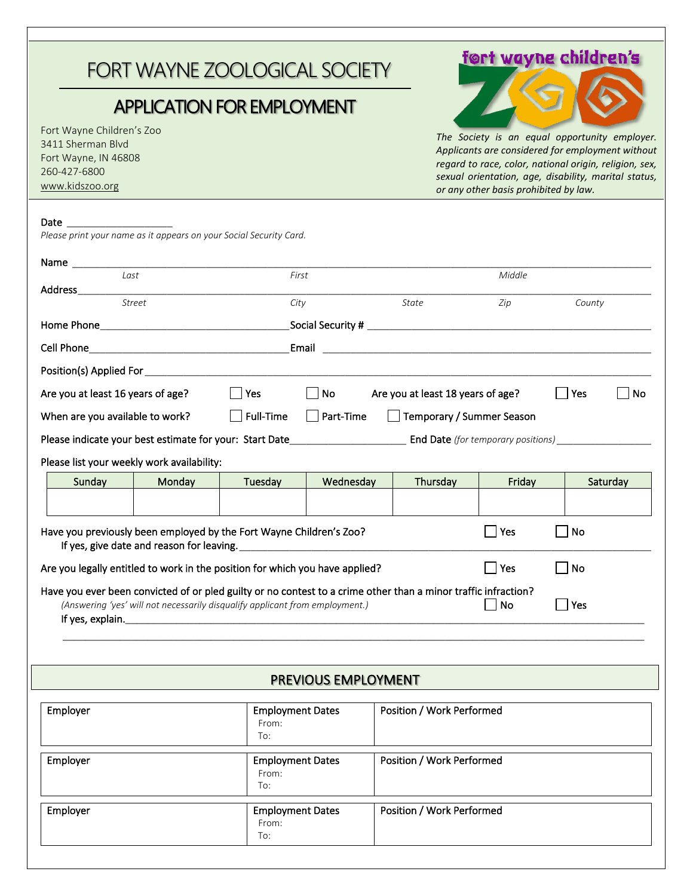# FORT WAYNE ZOOLOGICAL SOCIETY

## APPLICATION FOR EMPLOYMENT

Fort Wayne Children's Zoo
3411 Sherman Blvd
Fort Wayne, IN 46808
260-427-6800
www.kidszoo.org

fort wayne children's ZOO

*The Society is an equal opportunity employer. Applicants are considered for employment without regard to race, color, national origin, religion, sex, sexual orientation, age, disability, marital status, or any other basis prohibited by law.*

Date ____________________

*Please print your name as it appears on your Social Security Card.*

Name ______________________________________________________________________
*Last* *First* *Middle*

Address ____________________________________________________________________
*Street* *City* *State* *Zip* *County*

Home Phone ________________________ Social Security # ________________________

Cell Phone ________________________ Email ________________________

Position(s) Applied For ______________________________________________

Are you at least 16 years of age? ☐ Yes ☐ No Are you at least 18 years of age? ☐ Yes ☐ No

When are you available to work? ☐ Full-Time ☐ Part-Time ☐ Temporary / Summer Season

Please indicate your best estimate for your: Start Date____________________ End Date *(for temporary positions)* __________________

Please list your weekly work availability:

| Sunday | Monday | Tuesday | Wednesday | Thursday | Friday | Saturday |
|---|---|---|---|---|---|---|
| | | | | | | |

Have you previously been employed by the Fort Wayne Children's Zoo? ☐ Yes ☐ No
If yes, give date and reason for leaving. ______________________________________________

Are you legally entitled to work in the position for which you have applied? ☐ Yes ☐ No

Have you ever been convicted of or pled guilty or no contest to a crime other than a minor traffic infraction?
*(Answering 'yes' will not necessarily disqualify applicant from employment.)* ☐ No ☐ Yes
If yes, explain. ______________________________________________________________________

______________________________________________________________________

## PREVIOUS EMPLOYMENT

| Employer | Employment Dates | Position / Work Performed |
|---|---|---|
| | From: <br> To: | |
| | From: <br> To: | |
| | From: <br> To: | |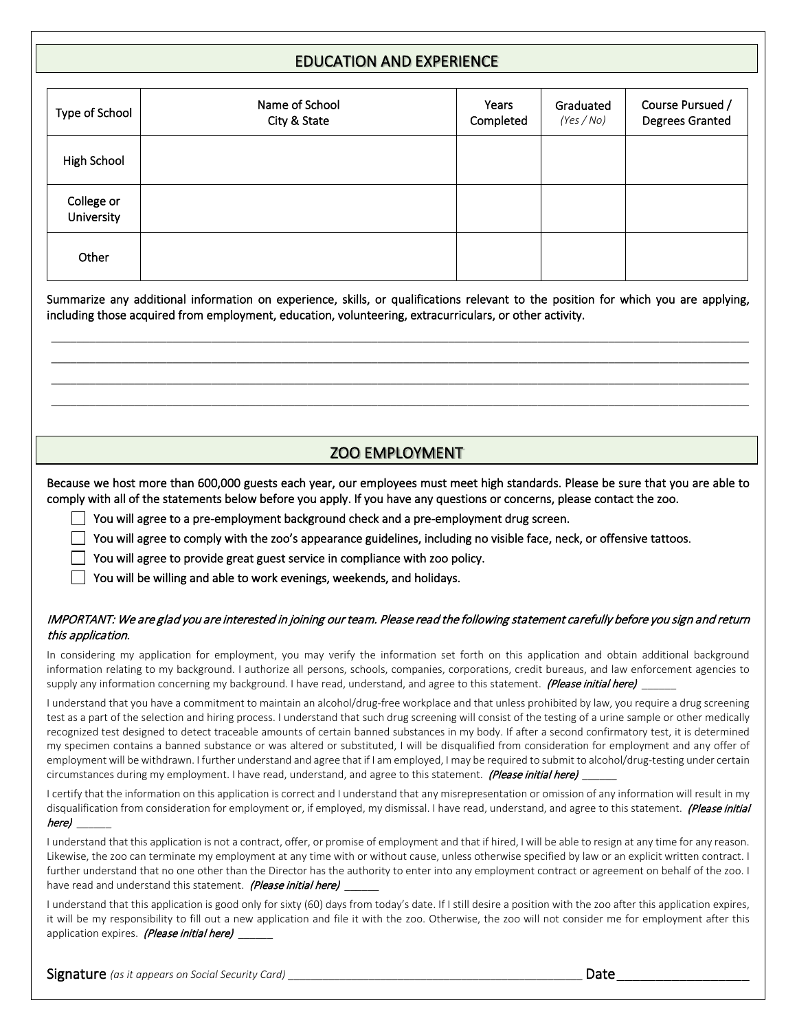## EDUCATION AND EXPERIENCE

| Type of School | Name of School City & State | Years Completed | Graduated *(Yes / No)* | Course Pursued / Degrees Granted |
|---|---|---|---|---|
| High School | | | | |
| College or University | | | | |
| Other | | | | |

Summarize any additional information on experience, skills, or qualifications relevant to the position for which you are applying, including those acquired from employment, education, volunteering, extracurriculars, or other activity.

______________________________________________________________________________________________

______________________________________________________________________________________________

______________________________________________________________________________________________

______________________________________________________________________________________________

## ZOO EMPLOYMENT

Because we host more than 600,000 guests each year, our employees must meet high standards. Please be sure that you are able to comply with all of the statements below before you apply. If you have any questions or concerns, please contact the zoo.

- [ ] You will agree to a pre-employment background check and a pre-employment drug screen.
- [ ] You will agree to comply with the zoo's appearance guidelines, including no visible face, neck, or offensive tattoos.
- [ ] You will agree to provide great guest service in compliance with zoo policy.
- [ ] You will be willing and able to work evenings, weekends, and holidays.

*IMPORTANT: We are glad you are interested in joining our team. Please read the following statement carefully before you sign and return this application.*

In considering my application for employment, you may verify the information set forth on this application and obtain additional background information relating to my background. I authorize all persons, schools, companies, corporations, credit bureaus, and law enforcement agencies to supply any information concerning my background. I have read, understand, and agree to this statement. ***(Please initial here)*** ______

I understand that you have a commitment to maintain an alcohol/drug-free workplace and that unless prohibited by law, you require a drug screening test as a part of the selection and hiring process. I understand that such drug screening will consist of the testing of a urine sample or other medically recognized test designed to detect traceable amounts of certain banned substances in my body. If after a second confirmatory test, it is determined my specimen contains a banned substance or was altered or substituted, I will be disqualified from consideration for employment and any offer of employment will be withdrawn. I further understand and agree that if I am employed, I may be required to submit to alcohol/drug-testing under certain circumstances during my employment. I have read, understand, and agree to this statement. ***(Please initial here)*** ______

I certify that the information on this application is correct and I understand that any misrepresentation or omission of any information will result in my disqualification from consideration for employment or, if employed, my dismissal. I have read, understand, and agree to this statement. ***(Please initial here)*** ______

I understand that this application is not a contract, offer, or promise of employment and that if hired, I will be able to resign at any time for any reason. Likewise, the zoo can terminate my employment at any time with or without cause, unless otherwise specified by law or an explicit written contract. I further understand that no one other than the Director has the authority to enter into any employment contract or agreement on behalf of the zoo. I have read and understand this statement. ***(Please initial here)*** ______

I understand that this application is good only for sixty (60) days from today's date. If I still desire a position with the zoo after this application expires, it will be my responsibility to fill out a new application and file it with the zoo. Otherwise, the zoo will not consider me for employment after this application expires. ***(Please initial here)*** ______

Signature *(as it appears on Social Security Card)* ______________________________________________ Date__________________